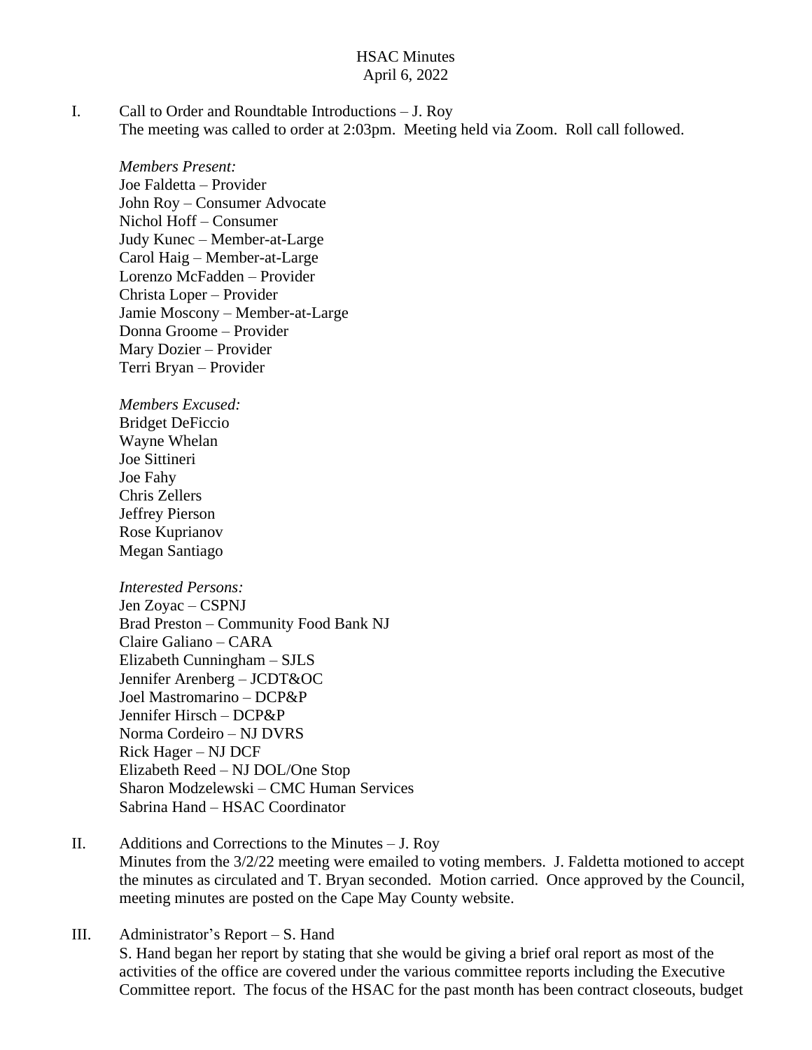# HSAC Minutes
April 6, 2022

I. Call to Order and Roundtable Introductions – J. Roy

The meeting was called to order at 2:03pm. Meeting held via Zoom. Roll call followed.

*Members Present:*
Joe Faldetta – Provider
John Roy – Consumer Advocate
Nichol Hoff – Consumer
Judy Kunec – Member-at-Large
Carol Haig – Member-at-Large
Lorenzo McFadden – Provider
Christa Loper – Provider
Jamie Moscony – Member-at-Large
Donna Groome – Provider
Mary Dozier – Provider
Terri Bryan – Provider

*Members Excused:*
Bridget DeFiccio
Wayne Whelan
Joe Sittineri
Joe Fahy
Chris Zellers
Jeffrey Pierson
Rose Kuprianov
Megan Santiago

*Interested Persons:*
Jen Zoyac – CSPNJ
Brad Preston – Community Food Bank NJ
Claire Galiano – CARA
Elizabeth Cunningham – SJLS
Jennifer Arenberg – JCDT&OC
Joel Mastromarino – DCP&P
Jennifer Hirsch – DCP&P
Norma Cordeiro – NJ DVRS
Rick Hager – NJ DCF
Elizabeth Reed – NJ DOL/One Stop
Sharon Modzelewski – CMC Human Services
Sabrina Hand – HSAC Coordinator

II. Additions and Corrections to the Minutes – J. Roy

Minutes from the 3/2/22 meeting were emailed to voting members. J. Faldetta motioned to accept the minutes as circulated and T. Bryan seconded. Motion carried. Once approved by the Council, meeting minutes are posted on the Cape May County website.

III. Administrator's Report – S. Hand

S. Hand began her report by stating that she would be giving a brief oral report as most of the activities of the office are covered under the various committee reports including the Executive Committee report. The focus of the HSAC for the past month has been contract closeouts, budget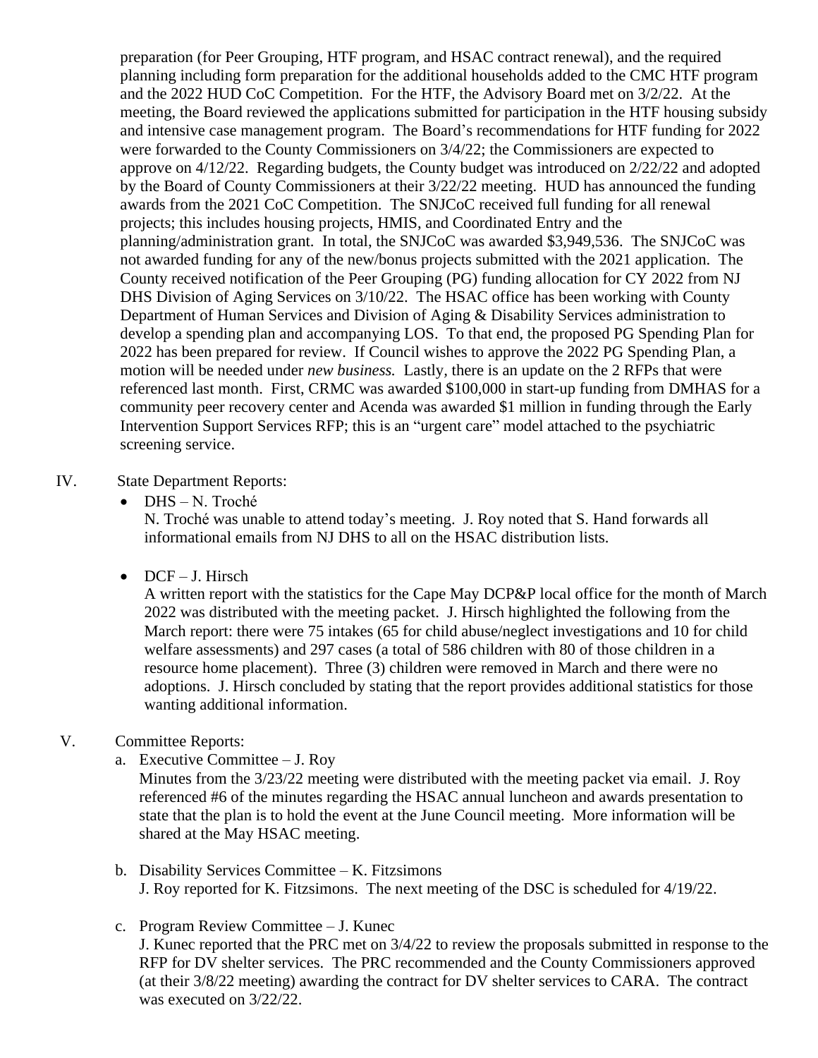preparation (for Peer Grouping, HTF program, and HSAC contract renewal), and the required planning including form preparation for the additional households added to the CMC HTF program and the 2022 HUD CoC Competition. For the HTF, the Advisory Board met on 3/2/22. At the meeting, the Board reviewed the applications submitted for participation in the HTF housing subsidy and intensive case management program. The Board's recommendations for HTF funding for 2022 were forwarded to the County Commissioners on 3/4/22; the Commissioners are expected to approve on 4/12/22. Regarding budgets, the County budget was introduced on 2/22/22 and adopted by the Board of County Commissioners at their 3/22/22 meeting. HUD has announced the funding awards from the 2021 CoC Competition. The SNJCoC received full funding for all renewal projects; this includes housing projects, HMIS, and Coordinated Entry and the planning/administration grant. In total, the SNJCoC was awarded $3,949,536. The SNJCoC was not awarded funding for any of the new/bonus projects submitted with the 2021 application. The County received notification of the Peer Grouping (PG) funding allocation for CY 2022 from NJ DHS Division of Aging Services on 3/10/22. The HSAC office has been working with County Department of Human Services and Division of Aging & Disability Services administration to develop a spending plan and accompanying LOS. To that end, the proposed PG Spending Plan for 2022 has been prepared for review. If Council wishes to approve the 2022 PG Spending Plan, a motion will be needed under *new business.* Lastly, there is an update on the 2 RFPs that were referenced last month. First, CRMC was awarded $100,000 in start-up funding from DMHAS for a community peer recovery center and Acenda was awarded $1 million in funding through the Early Intervention Support Services RFP; this is an "urgent care" model attached to the psychiatric screening service.

IV. State Department Reports:

- DHS – N. Troché
  N. Troché was unable to attend today's meeting. J. Roy noted that S. Hand forwards all informational emails from NJ DHS to all on the HSAC distribution lists.

- DCF – J. Hirsch
  A written report with the statistics for the Cape May DCP&P local office for the month of March 2022 was distributed with the meeting packet. J. Hirsch highlighted the following from the March report: there were 75 intakes (65 for child abuse/neglect investigations and 10 for child welfare assessments) and 297 cases (a total of 586 children with 80 of those children in a resource home placement). Three (3) children were removed in March and there were no adoptions. J. Hirsch concluded by stating that the report provides additional statistics for those wanting additional information.

V. Committee Reports:

a. Executive Committee – J. Roy
   Minutes from the 3/23/22 meeting were distributed with the meeting packet via email. J. Roy referenced #6 of the minutes regarding the HSAC annual luncheon and awards presentation to state that the plan is to hold the event at the June Council meeting. More information will be shared at the May HSAC meeting.

b. Disability Services Committee – K. Fitzsimons
   J. Roy reported for K. Fitzsimons. The next meeting of the DSC is scheduled for 4/19/22.

c. Program Review Committee – J. Kunec
   J. Kunec reported that the PRC met on 3/4/22 to review the proposals submitted in response to the RFP for DV shelter services. The PRC recommended and the County Commissioners approved (at their 3/8/22 meeting) awarding the contract for DV shelter services to CARA. The contract was executed on 3/22/22.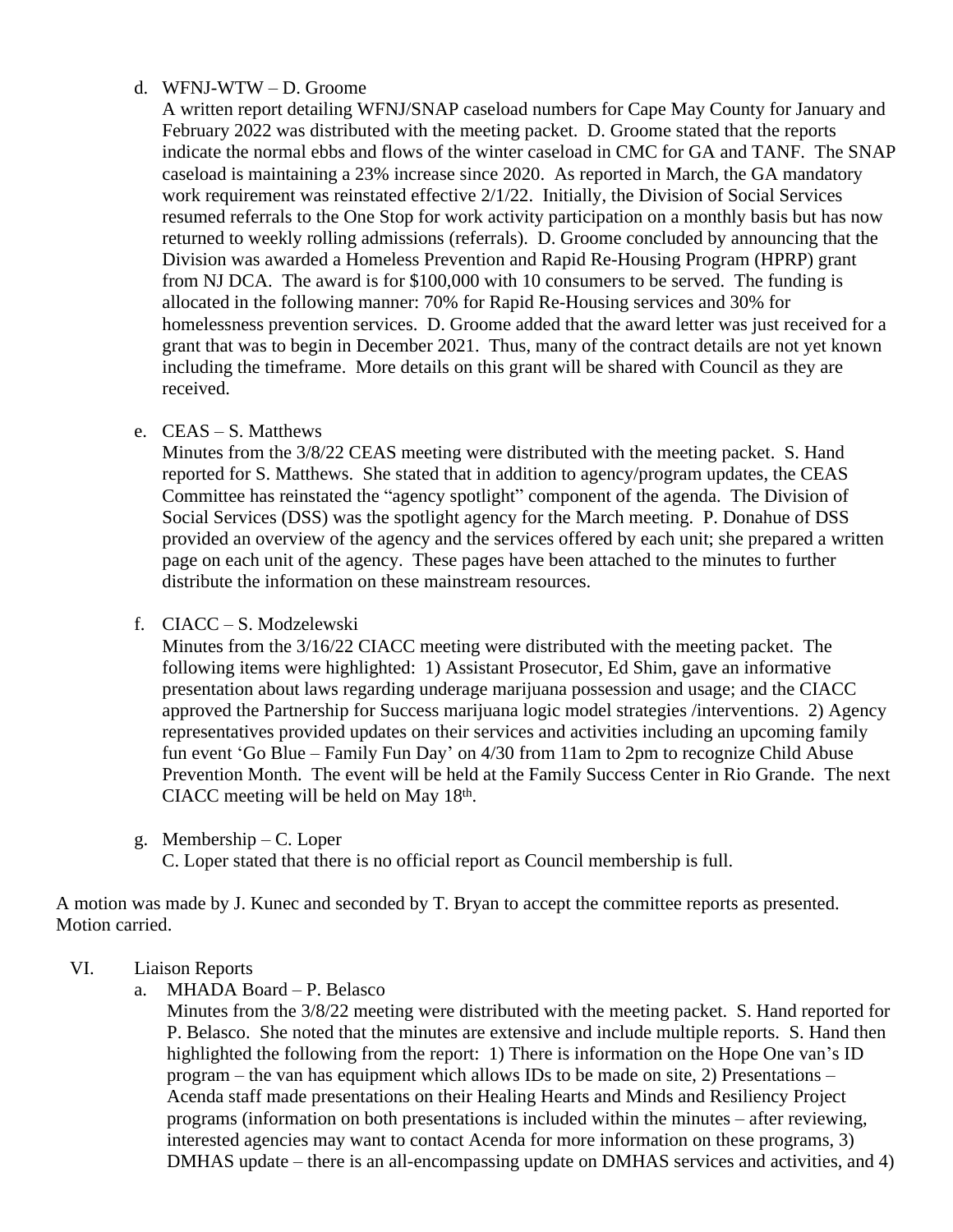d. WFNJ-WTW – D. Groome

   A written report detailing WFNJ/SNAP caseload numbers for Cape May County for January and February 2022 was distributed with the meeting packet. D. Groome stated that the reports indicate the normal ebbs and flows of the winter caseload in CMC for GA and TANF. The SNAP caseload is maintaining a 23% increase since 2020. As reported in March, the GA mandatory work requirement was reinstated effective 2/1/22. Initially, the Division of Social Services resumed referrals to the One Stop for work activity participation on a monthly basis but has now returned to weekly rolling admissions (referrals). D. Groome concluded by announcing that the Division was awarded a Homeless Prevention and Rapid Re-Housing Program (HPRP) grant from NJ DCA. The award is for $100,000 with 10 consumers to be served. The funding is allocated in the following manner: 70% for Rapid Re-Housing services and 30% for homelessness prevention services. D. Groome added that the award letter was just received for a grant that was to begin in December 2021. Thus, many of the contract details are not yet known including the timeframe. More details on this grant will be shared with Council as they are received.

e. CEAS – S. Matthews

   Minutes from the 3/8/22 CEAS meeting were distributed with the meeting packet. S. Hand reported for S. Matthews. She stated that in addition to agency/program updates, the CEAS Committee has reinstated the "agency spotlight" component of the agenda. The Division of Social Services (DSS) was the spotlight agency for the March meeting. P. Donahue of DSS provided an overview of the agency and the services offered by each unit; she prepared a written page on each unit of the agency. These pages have been attached to the minutes to further distribute the information on these mainstream resources.

f. CIACC – S. Modzelewski

   Minutes from the 3/16/22 CIACC meeting were distributed with the meeting packet. The following items were highlighted: 1) Assistant Prosecutor, Ed Shim, gave an informative presentation about laws regarding underage marijuana possession and usage; and the CIACC approved the Partnership for Success marijuana logic model strategies /interventions. 2) Agency representatives provided updates on their services and activities including an upcoming family fun event 'Go Blue – Family Fun Day' on 4/30 from 11am to 2pm to recognize Child Abuse Prevention Month. The event will be held at the Family Success Center in Rio Grande. The next CIACC meeting will be held on May 18th.

g. Membership – C. Loper

   C. Loper stated that there is no official report as Council membership is full.

A motion was made by J. Kunec and seconded by T. Bryan to accept the committee reports as presented. Motion carried.

VI. Liaison Reports

a. MHADA Board – P. Belasco

   Minutes from the 3/8/22 meeting were distributed with the meeting packet. S. Hand reported for P. Belasco. She noted that the minutes are extensive and include multiple reports. S. Hand then highlighted the following from the report: 1) There is information on the Hope One van's ID program – the van has equipment which allows IDs to be made on site, 2) Presentations – Acenda staff made presentations on their Healing Hearts and Minds and Resiliency Project programs (information on both presentations is included within the minutes – after reviewing, interested agencies may want to contact Acenda for more information on these programs, 3) DMHAS update – there is an all-encompassing update on DMHAS services and activities, and 4)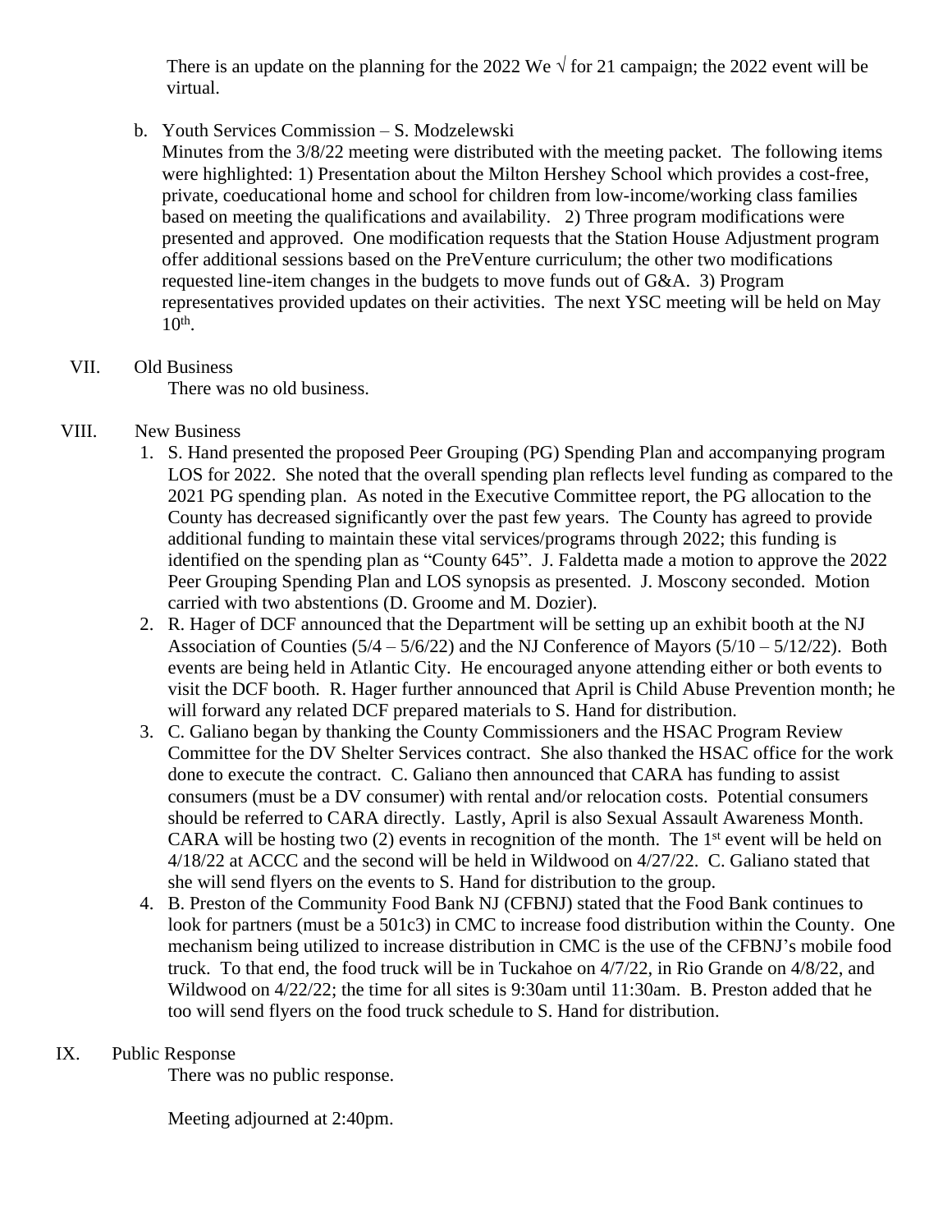There is an update on the planning for the 2022 We √ for 21 campaign; the 2022 event will be virtual.

b. Youth Services Commission – S. Modzelewski
   Minutes from the 3/8/22 meeting were distributed with the meeting packet. The following items were highlighted: 1) Presentation about the Milton Hershey School which provides a cost-free, private, coeducational home and school for children from low-income/working class families based on meeting the qualifications and availability. 2) Three program modifications were presented and approved. One modification requests that the Station House Adjustment program offer additional sessions based on the PreVenture curriculum; the other two modifications requested line-item changes in the budgets to move funds out of G&A. 3) Program representatives provided updates on their activities. The next YSC meeting will be held on May 10th.

VII. Old Business

There was no old business.

VIII. New Business

1. S. Hand presented the proposed Peer Grouping (PG) Spending Plan and accompanying program LOS for 2022. She noted that the overall spending plan reflects level funding as compared to the 2021 PG spending plan. As noted in the Executive Committee report, the PG allocation to the County has decreased significantly over the past few years. The County has agreed to provide additional funding to maintain these vital services/programs through 2022; this funding is identified on the spending plan as "County 645". J. Faldetta made a motion to approve the 2022 Peer Grouping Spending Plan and LOS synopsis as presented. J. Moscony seconded. Motion carried with two abstentions (D. Groome and M. Dozier).
2. R. Hager of DCF announced that the Department will be setting up an exhibit booth at the NJ Association of Counties (5/4 – 5/6/22) and the NJ Conference of Mayors (5/10 – 5/12/22). Both events are being held in Atlantic City. He encouraged anyone attending either or both events to visit the DCF booth. R. Hager further announced that April is Child Abuse Prevention month; he will forward any related DCF prepared materials to S. Hand for distribution.
3. C. Galiano began by thanking the County Commissioners and the HSAC Program Review Committee for the DV Shelter Services contract. She also thanked the HSAC office for the work done to execute the contract. C. Galiano then announced that CARA has funding to assist consumers (must be a DV consumer) with rental and/or relocation costs. Potential consumers should be referred to CARA directly. Lastly, April is also Sexual Assault Awareness Month. CARA will be hosting two (2) events in recognition of the month. The 1st event will be held on 4/18/22 at ACCC and the second will be held in Wildwood on 4/27/22. C. Galiano stated that she will send flyers on the events to S. Hand for distribution to the group.
4. B. Preston of the Community Food Bank NJ (CFBNJ) stated that the Food Bank continues to look for partners (must be a 501c3) in CMC to increase food distribution within the County. One mechanism being utilized to increase distribution in CMC is the use of the CFBNJ's mobile food truck. To that end, the food truck will be in Tuckahoe on 4/7/22, in Rio Grande on 4/8/22, and Wildwood on 4/22/22; the time for all sites is 9:30am until 11:30am. B. Preston added that he too will send flyers on the food truck schedule to S. Hand for distribution.

IX. Public Response

There was no public response.

Meeting adjourned at 2:40pm.